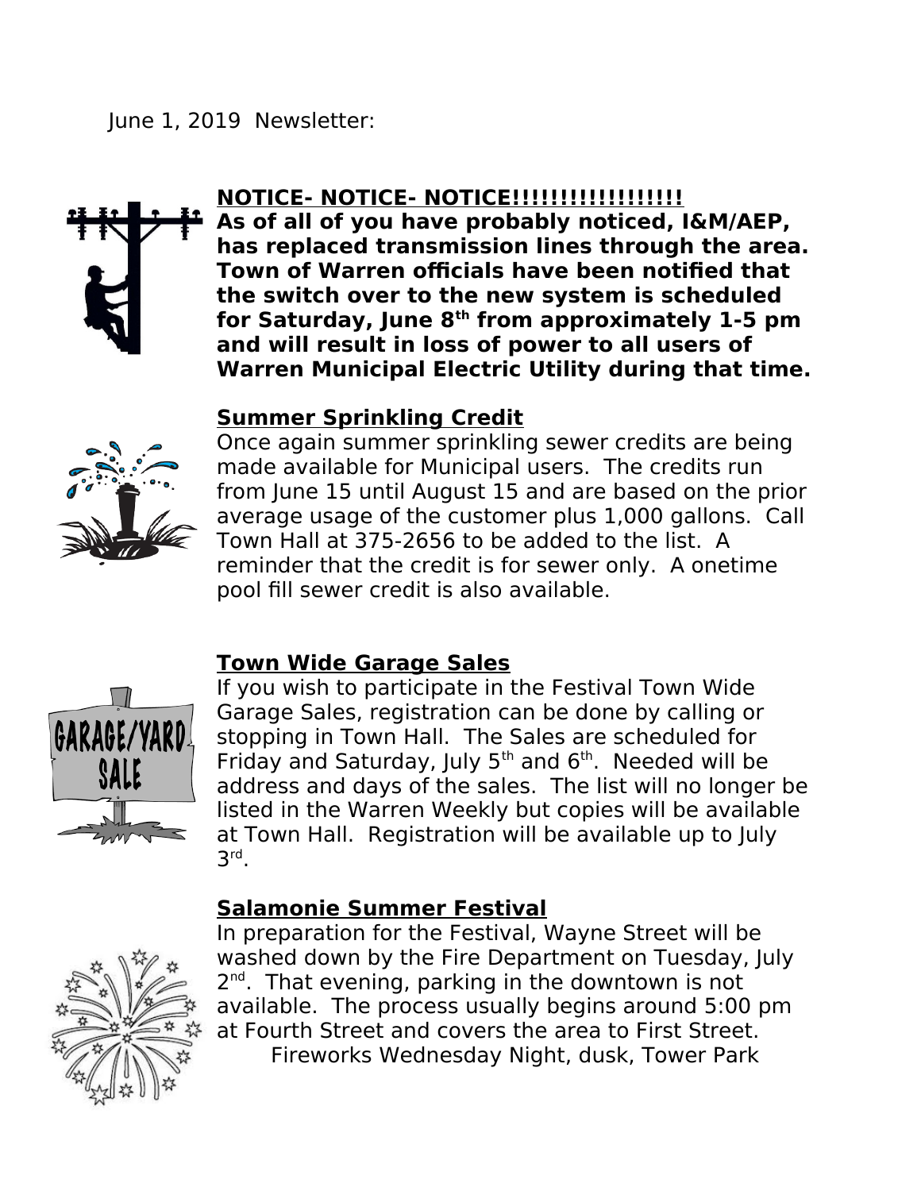June 1, 2019 Newsletter:

## NOTICE- NOTICE- NOTICE!!!!!!!!!!!!!!!!!!

**As of all of you have probably noticed, I&M/AEP, has replaced transmission lines through the area. Town of Warren officials have been notified that the switch over to the new system is scheduled for Saturday, June 8th from approximately 1-5 pm and will result in loss of power to all users of Warren Municipal Electric Utility during that time.**

## Summer Sprinkling Credit

Once again summer sprinkling sewer credits are being made available for Municipal users. The credits run from June 15 until August 15 and are based on the prior average usage of the customer plus 1,000 gallons. Call Town Hall at 375-2656 to be added to the list. A reminder that the credit is for sewer only. A onetime pool fill sewer credit is also available.

## Town Wide Garage Sales

If you wish to participate in the Festival Town Wide Garage Sales, registration can be done by calling or stopping in Town Hall. The Sales are scheduled for Friday and Saturday, July 5th and 6th. Needed will be address and days of the sales. The list will no longer be listed in the Warren Weekly but copies will be available at Town Hall. Registration will be available up to July 3rd.

## Salamonie Summer Festival

In preparation for the Festival, Wayne Street will be washed down by the Fire Department on Tuesday, July 2nd. That evening, parking in the downtown is not available. The process usually begins around 5:00 pm at Fourth Street and covers the area to First Street.

Fireworks Wednesday Night, dusk, Tower Park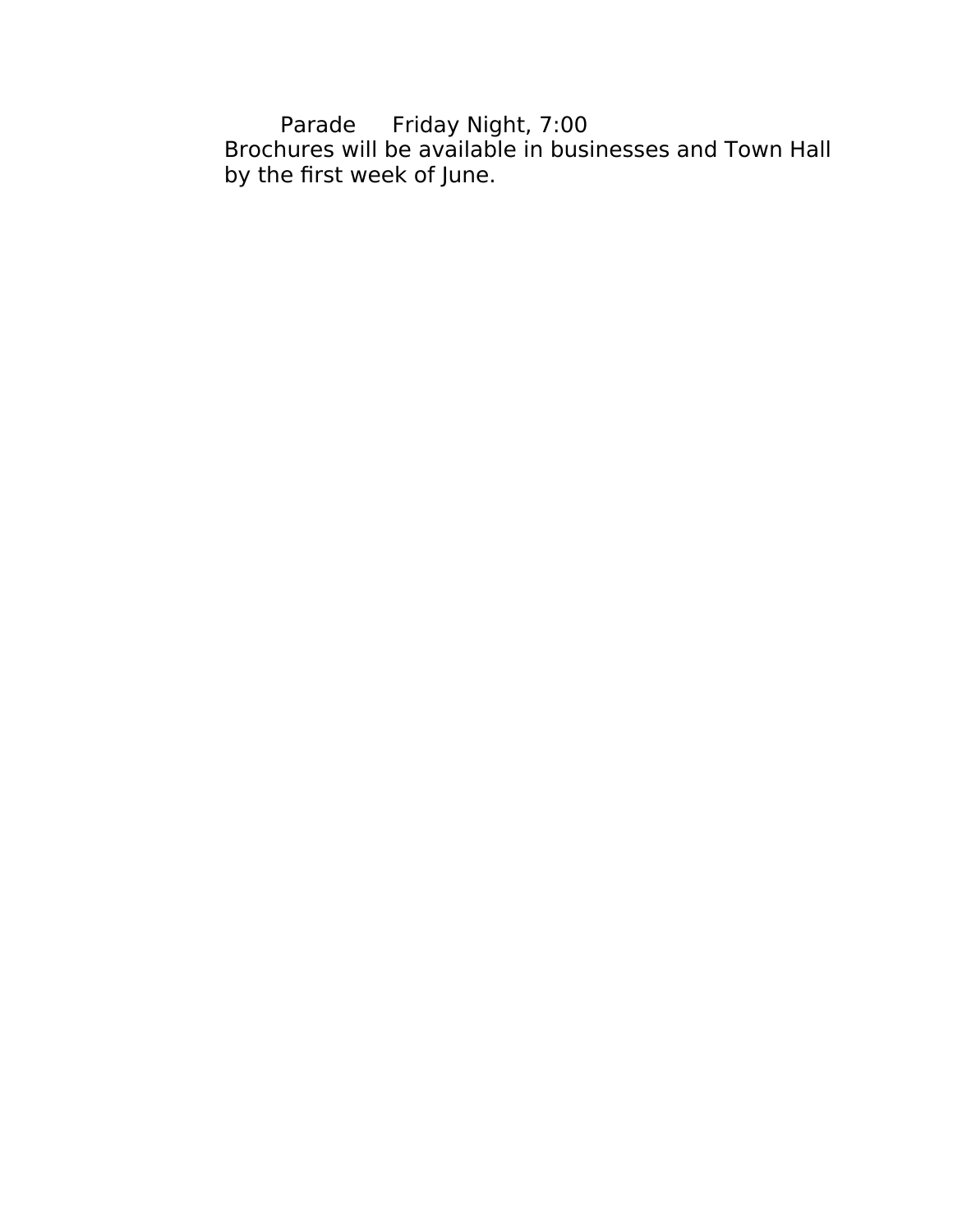Parade Friday Night, 7:00

Brochures will be available in businesses and Town Hall by the first week of June.